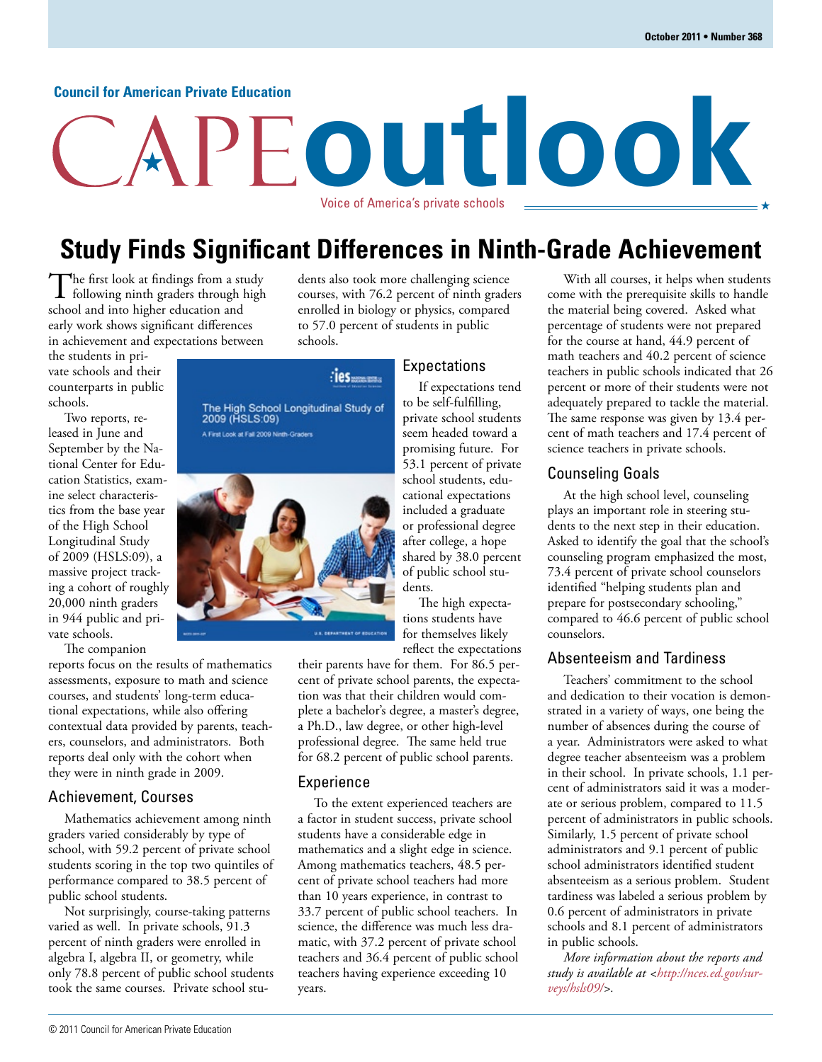Council for American Private Education

# CAPE outlook

Voice of America's private schools

October 2011 • Number 368

## Study Finds Significant Differences in Ninth-Grade Achievement

The first look at findings from a study following ninth graders through high school and into higher education and early work shows significant differences in achievement and expectations between the students in private schools and their counterparts in public schools.

Two reports, released in June and September by the National Center for Education Statistics, examine select characteristics from the base year of the High School Longitudinal Study of 2009 (HSLS:09), a massive project tracking a cohort of roughly 20,000 ninth graders in 944 public and private schools.

The companion reports focus on the results of mathematics assessments, exposure to math and science courses, and students' long-term educational expectations, while also offering contextual data provided by parents, teachers, counselors, and administrators. Both reports deal only with the cohort when they were in ninth grade in 2009.

### Achievement, Courses

Mathematics achievement among ninth graders varied considerably by type of school, with 59.2 percent of private school students scoring in the top two quintiles of performance compared to 38.5 percent of public school students.

Not surprisingly, course-taking patterns varied as well. In private schools, 91.3 percent of ninth graders were enrolled in algebra I, algebra II, or geometry, while only 78.8 percent of public school students took the same courses. Private school students also took more challenging science courses, with 76.2 percent of ninth graders enrolled in biology or physics, compared to 57.0 percent of students in public schools.

### Expectations

If expectations tend to be self-fulfilling, private school students seem headed toward a promising future. For 53.1 percent of private school students, educational expectations included a graduate or professional degree after college, a hope shared by 38.0 percent of public school students.

The high expectations students have for themselves likely reflect the expectations their parents have for them. For 86.5 percent of private school parents, the expectation was that their children would complete a bachelor's degree, a master's degree, a Ph.D., law degree, or other high-level professional degree. The same held true for 68.2 percent of public school parents.

### Experience

To the extent experienced teachers are a factor in student success, private school students have a considerable edge in mathematics and a slight edge in science. Among mathematics teachers, 48.5 percent of private school teachers had more than 10 years experience, in contrast to 33.7 percent of public school teachers. In science, the difference was much less dramatic, with 37.2 percent of private school teachers and 36.4 percent of public school teachers having experience exceeding 10 years.

With all courses, it helps when students come with the prerequisite skills to handle the material being covered. Asked what percentage of students were not prepared for the course at hand, 44.9 percent of math teachers and 40.2 percent of science teachers in public schools indicated that 26 percent or more of their students were not adequately prepared to tackle the material. The same response was given by 13.4 percent of math teachers and 17.4 percent of science teachers in private schools.

### Counseling Goals

At the high school level, counseling plays an important role in steering students to the next step in their education. Asked to identify the goal that the school's counseling program emphasized the most, 73.4 percent of private school counselors identified "helping students plan and prepare for postsecondary schooling," compared to 46.6 percent of public school counselors.

### Absenteeism and Tardiness

Teachers' commitment to the school and dedication to their vocation is demonstrated in a variety of ways, one being the number of absences during the course of a year. Administrators were asked to what degree teacher absenteeism was a problem in their school. In private schools, 1.1 percent of administrators said it was a moderate or serious problem, compared to 11.5 percent of administrators in public schools. Similarly, 1.5 percent of private school administrators and 9.1 percent of public school administrators identified student absenteeism as a serious problem. Student tardiness was labeled a serious problem by 0.6 percent of administrators in private schools and 8.1 percent of administrators in public schools.

*More information about the reports and study is available at <http://nces.ed.gov/surveys/hsls09/>.*

© 2011 Council for American Private Education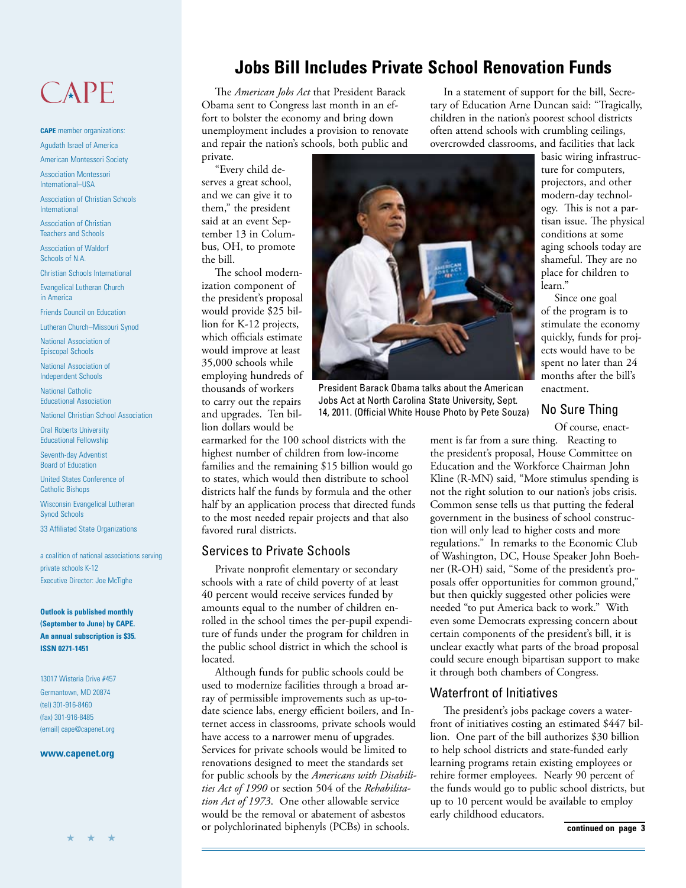CAPE

**CAPE** member organizations:

Agudath Israel of America

American Montessori Society

Association Montessori International–USA

Association of Christian Schools International

Association of Christian Teachers and Schools

Association of Waldorf Schools of N.A.

Christian Schools International

Evangelical Lutheran Church in America

Friends Council on Education

Lutheran Church–Missouri Synod

National Association of Episcopal Schools

National Association of Independent Schools

National Catholic Educational Association

National Christian School Association

Oral Roberts University Educational Fellowship

Seventh-day Adventist Board of Education

United States Conference of Catholic Bishops

Wisconsin Evangelical Lutheran Synod Schools

33 Affiliated State Organizations

a coalition of national associations serving private schools K-12

Executive Director: Joe McTighe

**Outlook is published monthly (September to June) by CAPE. An annual subscription is $35. ISSN 0271-1451**

13017 Wisteria Drive #457
Germantown, MD 20874
(tel) 301-916-8460
(fax) 301-916-8485
(email) cape@capenet.org

**www.capenet.org**

# Jobs Bill Includes Private School Renovation Funds

The *American Jobs Act* that President Barack Obama sent to Congress last month in an effort to bolster the economy and bring down unemployment includes a provision to renovate and repair the nation's schools, both public and private.

"Every child deserves a great school, and we can give it to them," the president said at an event September 13 in Columbus, OH, to promote the bill.

The school modernization component of the president's proposal would provide $25 billion for K-12 projects, which officials estimate would improve at least 35,000 schools while employing hundreds of thousands of workers to carry out the repairs and upgrades. Ten billion dollars would be earmarked for the 100 school districts with the highest number of children from low-income families and the remaining $15 billion would go to states, which would then distribute to school districts half the funds by formula and the other half by an application process that directed funds to the most needed repair projects and that also favored rural districts.

President Barack Obama talks about the American Jobs Act at North Carolina State University, Sept. 14, 2011. (Official White House Photo by Pete Souza)

## Services to Private Schools

Private nonprofit elementary or secondary schools with a rate of child poverty of at least 40 percent would receive services funded by amounts equal to the number of children enrolled in the school times the per-pupil expenditure of funds under the program for children in the public school district in which the school is located.

Although funds for public schools could be used to modernize facilities through a broad array of permissible improvements such as up-to-date science labs, energy efficient boilers, and Internet access in classrooms, private schools would have access to a narrower menu of upgrades. Services for private schools would be limited to renovations designed to meet the standards set for public schools by the *Americans with Disabilities Act of 1990* or section 504 of the *Rehabilitation Act of 1973*. One other allowable service would be the removal or abatement of asbestos or polychlorinated biphenyls (PCBs) in schools.

In a statement of support for the bill, Secretary of Education Arne Duncan said: "Tragically, children in the nation's poorest school districts often attend schools with crumbling ceilings, overcrowded classrooms, and facilities that lack basic wiring infrastructure for computers, projectors, and other modern-day technology. This is not a partisan issue. The physical conditions at some aging schools today are shameful. They are no place for children to learn."

Since one goal of the program is to stimulate the economy quickly, funds for projects would have to be spent no later than 24 months after the bill's enactment.

## No Sure Thing

Of course, enactment is far from a sure thing. Reacting to the president's proposal, House Committee on Education and the Workforce Chairman John Kline (R-MN) said, "More stimulus spending is not the right solution to our nation's jobs crisis. Common sense tells us that putting the federal government in the business of school construction will only lead to higher costs and more regulations." In remarks to the Economic Club of Washington, DC, House Speaker John Boehner (R-OH) said, "Some of the president's proposals offer opportunities for common ground," but then quickly suggested other policies were needed "to put America back to work." With even some Democrats expressing concern about certain components of the president's bill, it is unclear exactly what parts of the broad proposal could secure enough bipartisan support to make it through both chambers of Congress.

## Waterfront of Initiatives

The president's jobs package covers a waterfront of initiatives costing an estimated $447 billion. One part of the bill authorizes $30 billion to help school districts and state-funded early learning programs retain existing employees or rehire former employees. Nearly 90 percent of the funds would go to public school districts, but up to 10 percent would be available to employ early childhood educators.

**continued on page 3**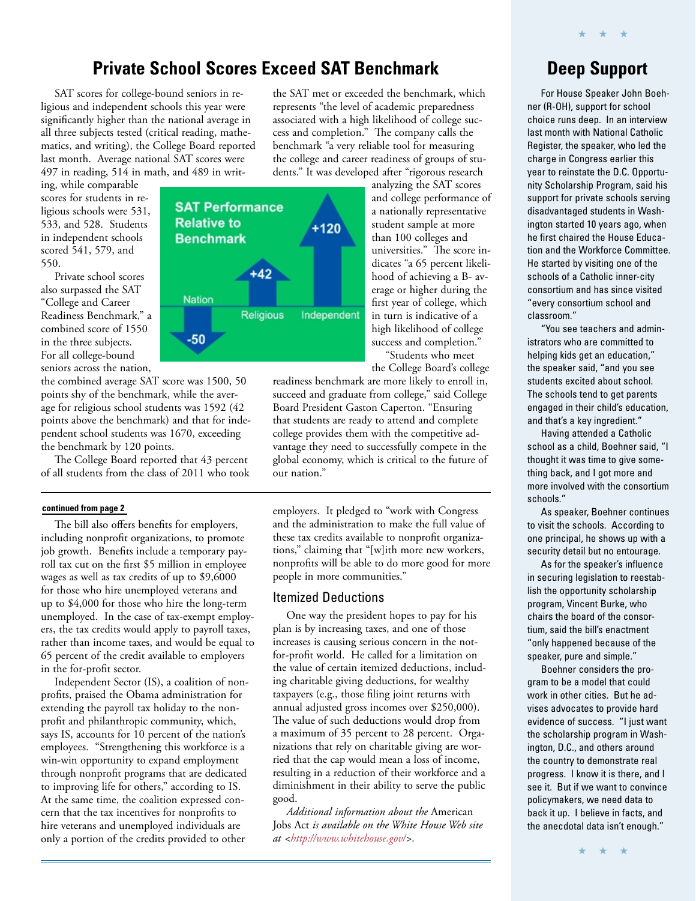## Private School Scores Exceed SAT Benchmark

SAT scores for college-bound seniors in religious and independent schools this year were significantly higher than the national average in all three subjects tested (critical reading, mathematics, and writing), the College Board reported last month. Average national SAT scores were 497 in reading, 514 in math, and 489 in writing, while comparable scores for students in religious schools were 531, 533, and 528. Students in independent schools scored 541, 579, and 550.

SAT Performance Relative to Benchmark

Nation

-50

+42

Religious

+120

Independent

Private school scores also surpassed the SAT "College and Career Readiness Benchmark," a combined score of 1550 in the three subjects. For all college-bound seniors across the nation, the combined average SAT score was 1500, 50 points shy of the benchmark, while the average for religious school students was 1592 (42 points above the benchmark) and that for independent school students was 1670, exceeding the benchmark by 120 points.

The College Board reported that 43 percent of all students from the class of 2011 who took the SAT met or exceeded the benchmark, which represents "the level of academic preparedness associated with a high likelihood of college success and completion." The company calls the benchmark "a very reliable tool for measuring the college and career readiness of groups of students." It was developed after "rigorous research analyzing the SAT scores and college performance of a nationally representative student sample at more than 100 colleges and universities." The score indicates "a 65 percent likelihood of achieving a B- average or higher during the first year of college, which in turn is indicative of a high likelihood of college success and completion."

"Students who meet the College Board's college readiness benchmark are more likely to enroll in, succeed and graduate from college," said College Board President Gaston Caperton. "Ensuring that students are ready to attend and complete college provides them with the competitive advantage they need to successfully compete in the global economy, which is critical to the future of our nation."

**continued from page 2**

The bill also offers benefits for employers, including nonprofit organizations, to promote job growth. Benefits include a temporary payroll tax cut on the first $5 million in employee wages as well as tax credits of up to $9,6000 for those who hire unemployed veterans and up to $4,000 for those who hire the long-term unemployed. In the case of tax-exempt employers, the tax credits would apply to payroll taxes, rather than income taxes, and would be equal to 65 percent of the credit available to employers in the for-profit sector.

Independent Sector (IS), a coalition of nonprofits, praised the Obama administration for extending the payroll tax holiday to the nonprofit and philanthropic community, which, says IS, accounts for 10 percent of the nation's employees. "Strengthening this workforce is a win-win opportunity to expand employment through nonprofit programs that are dedicated to improving life for others," according to IS. At the same time, the coalition expressed concern that the tax incentives for nonprofits to hire veterans and unemployed individuals are only a portion of the credits provided to other employers. It pledged to "work with Congress and the administration to make the full value of these tax credits available to nonprofit organizations," claiming that "[w]ith more new workers, nonprofits will be able to do more good for more people in more communities."

### Itemized Deductions

One way the president hopes to pay for his plan is by increasing taxes, and one of those increases is causing serious concern in the not-for-profit world. He called for a limitation on the value of certain itemized deductions, including charitable giving deductions, for wealthy taxpayers (e.g., those filing joint returns with annual adjusted gross incomes over $250,000). The value of such deductions would drop from a maximum of 35 percent to 28 percent. Organizations that rely on charitable giving are worried that the cap would mean a loss of income, resulting in a reduction of their workforce and a diminishment in their ability to serve the public good.

*Additional information about the* American Jobs Act *is available on the White House Web site at* <*http://www.whitehouse.gov/*>.

★ ★ ★

## Deep Support

For House Speaker John Boehner (R-OH), support for school choice runs deep. In an interview last month with National Catholic Register, the speaker, who led the charge in Congress earlier this year to reinstate the D.C. Opportunity Scholarship Program, said his support for private schools serving disadvantaged students in Washington started 10 years ago, when he first chaired the House Education and the Workforce Committee. He started by visiting one of the schools of a Catholic inner-city consortium and has since visited "every consortium school and classroom."

"You see teachers and administrators who are committed to helping kids get an education," the speaker said, "and you see students excited about school. The schools tend to get parents engaged in their child's education, and that's a key ingredient."

Having attended a Catholic school as a child, Boehner said, "I thought it was time to give something back, and I got more and more involved with the consortium schools."

As speaker, Boehner continues to visit the schools. According to one principal, he shows up with a security detail but no entourage.

As for the speaker's influence in securing legislation to reestablish the opportunity scholarship program, Vincent Burke, who chairs the board of the consortium, said the bill's enactment "only happened because of the speaker, pure and simple."

Boehner considers the program to be a model that could work in other cities. But he advises advocates to provide hard evidence of success. "I just want the scholarship program in Washington, D.C., and others around the country to demonstrate real progress. I know it is there, and I see it. But if we want to convince policymakers, we need data to back it up. I believe in facts, and the anecdotal data isn't enough."

★ ★ ★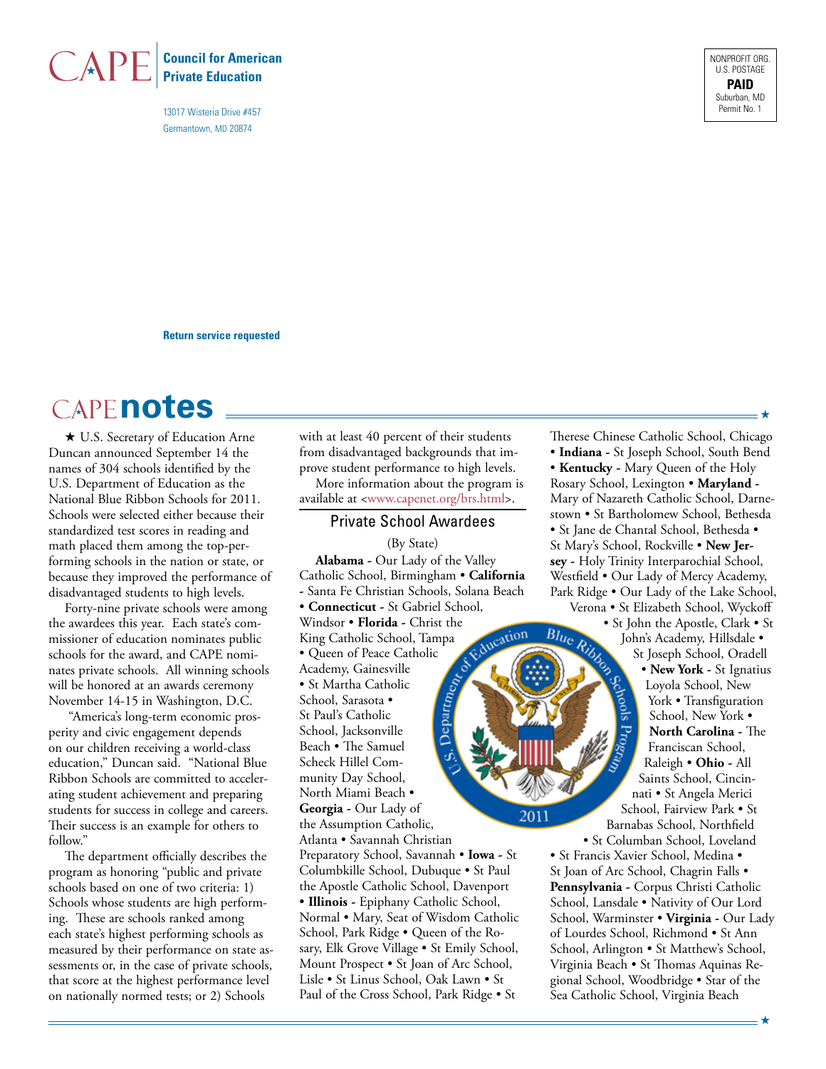CAPE Council for American Private Education

13017 Wisteria Drive #457
Germantown, MD 20874

NONPROFIT ORG.
U.S. POSTAGE
**PAID**
Suburban, MD
Permit No. 1

**Return service requested**

# CAPE notes

★ U.S. Secretary of Education Arne Duncan announced September 14 the names of 304 schools identified by the U.S. Department of Education as the National Blue Ribbon Schools for 2011. Schools were selected either because their standardized test scores in reading and math placed them among the top-performing schools in the nation or state, or because they improved the performance of disadvantaged students to high levels.

Forty-nine private schools were among the awardees this year. Each state's commissioner of education nominates public schools for the award, and CAPE nominates private schools. All winning schools will be honored at an awards ceremony November 14-15 in Washington, D.C.

"America's long-term economic prosperity and civic engagement depends on our children receiving a world-class education," Duncan said. "National Blue Ribbon Schools are committed to accelerating student achievement and preparing students for success in college and careers. Their success is an example for others to follow."

The department officially describes the program as honoring "public and private schools based on one of two criteria: 1) Schools whose students are high performing. These are schools ranked among each state's highest performing schools as measured by their performance on state assessments or, in the case of private schools, that score at the highest performance level on nationally normed tests; or 2) Schools with at least 40 percent of their students from disadvantaged backgrounds that improve student performance to high levels.

More information about the program is available at <www.capenet.org/brs.html>.

## Private School Awardees

(By State)

**Alabama** - Our Lady of the Valley Catholic School, Birmingham • **California** - Santa Fe Christian Schools, Solana Beach • **Connecticut** - St Gabriel School, Windsor • **Florida** - Christ the King Catholic School, Tampa • Queen of Peace Catholic Academy, Gainesville • St Martha Catholic School, Sarasota • St Paul's Catholic School, Jacksonville Beach • The Samuel Scheck Hillel Community Day School, North Miami Beach • **Georgia** - Our Lady of the Assumption Catholic, Atlanta • Savannah Christian Preparatory School, Savannah • **Iowa** - St Columbkille School, Dubuque • St Paul the Apostle Catholic School, Davenport • **Illinois** - Epiphany Catholic School, Normal • Mary, Seat of Wisdom Catholic School, Park Ridge • Queen of the Rosary, Elk Grove Village • St Emily School, Mount Prospect • St Joan of Arc School, Lisle • St Linus School, Oak Lawn • St Paul of the Cross School, Park Ridge • St Therese Chinese Catholic School, Chicago • **Indiana** - St Joseph School, South Bend • **Kentucky** - Mary Queen of the Holy Rosary School, Lexington • **Maryland** - Mary of Nazareth Catholic School, Darnestown • St Bartholomew School, Bethesda • St Jane de Chantal School, Bethesda • St Mary's School, Rockville • **New Jersey** - Holy Trinity Interparochial School, Westfield • Our Lady of Mercy Academy, Park Ridge • Our Lady of the Lake School, Verona • St Elizabeth School, Wyckoff • St John the Apostle, Clark • St John's Academy, Hillsdale • St Joseph School, Oradell • **New York** - St Ignatius Loyola School, New York • Transfiguration School, New York • **North Carolina** - The Franciscan School, Raleigh • **Ohio** - All Saints School, Cincinnati • St Angela Merici School, Fairview Park • St Barnabas School, Northfield • St Columban School, Loveland • St Francis Xavier School, Medina • St Joan of Arc School, Chagrin Falls • **Pennsylvania** - Corpus Christi Catholic School, Lansdale • Nativity of Our Lord School, Warminster • **Virginia** - Our Lady of Lourdes School, Richmond • St Ann School, Arlington • St Matthew's School, Virginia Beach • St Thomas Aquinas Regional School, Woodbridge • Star of the Sea Catholic School, Virginia Beach

U.S. Department of Education Blue Ribbon Schools Program 2011